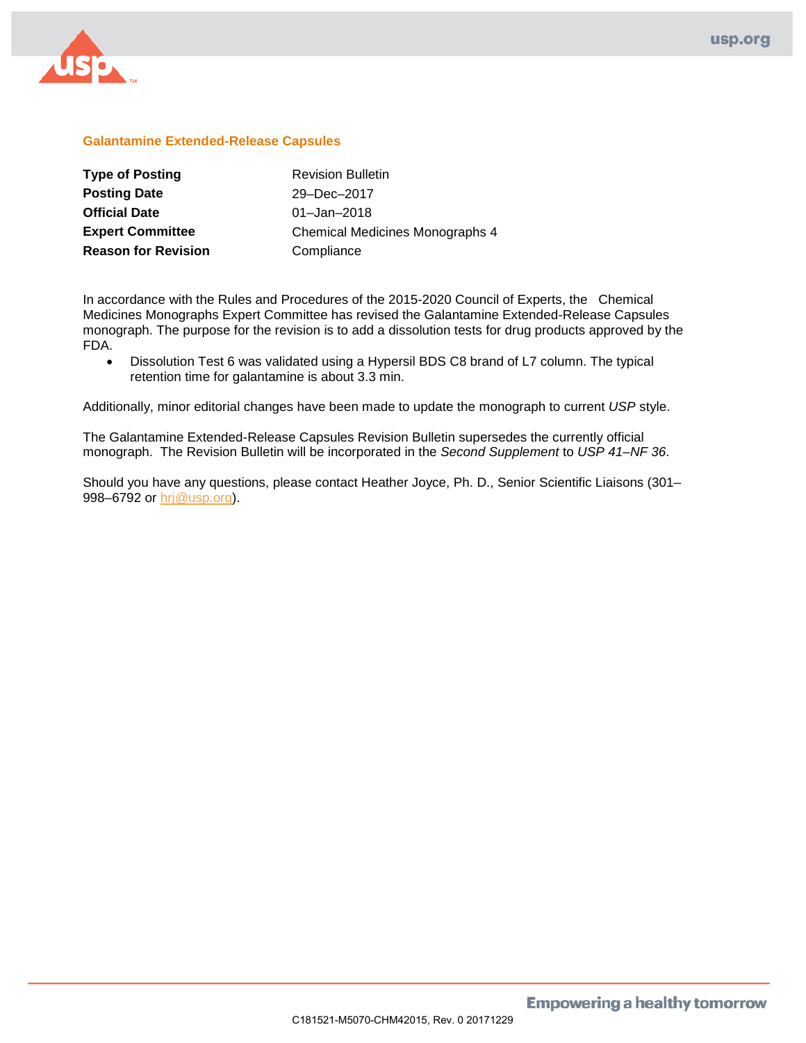## Galantamine Extended-Release Capsules

| | |
|---|---|
| **Type of Posting** | Revision Bulletin |
| **Posting Date** | 29–Dec–2017 |
| **Official Date** | 01–Jan–2018 |
| **Expert Committee** | Chemical Medicines Monographs 4 |
| **Reason for Revision** | Compliance |

In accordance with the Rules and Procedures of the 2015-2020 Council of Experts, the Chemical Medicines Monographs Expert Committee has revised the Galantamine Extended-Release Capsules monograph. The purpose for the revision is to add a dissolution tests for drug products approved by the FDA.

- Dissolution Test 6 was validated using a Hypersil BDS C8 brand of L7 column. The typical retention time for galantamine is about 3.3 min.

Additionally, minor editorial changes have been made to update the monograph to current *USP* style.

The Galantamine Extended-Release Capsules Revision Bulletin supersedes the currently official monograph. The Revision Bulletin will be incorporated in the *Second Supplement* to *USP 41–NF 36*.

Should you have any questions, please contact Heather Joyce, Ph. D., Senior Scientific Liaisons (301–998–6792 or hrj@usp.org).

C181521-M5070-CHM42015, Rev. 0 20171229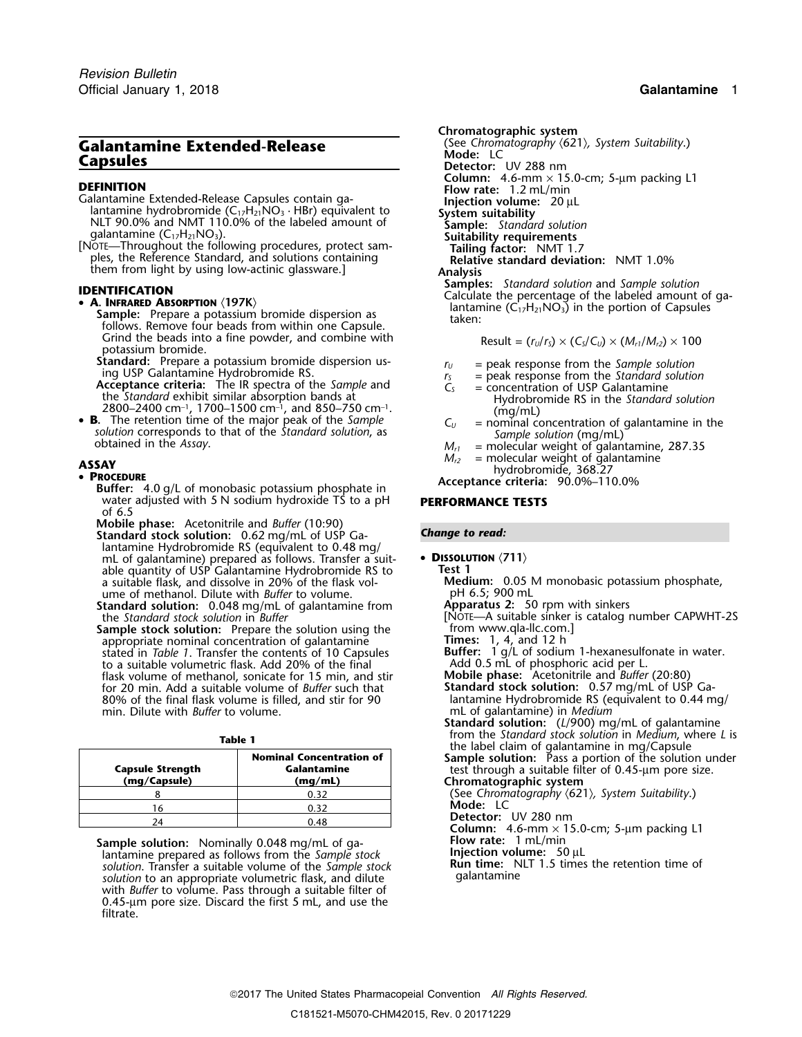## Galantamine Extended-Release Capsules

### DEFINITION

Galantamine Extended-Release Capsules contain galantamine hydrobromide ($C_{17}H_{21}NO_3 \cdot HBr$) equivalent to NLT 90.0% and NMT 110.0% of the labeled amount of galantamine ($C_{17}H_{21}NO_3$).

[NOTE—Throughout the following procedures, protect samples, the Reference Standard, and solutions containing them from light by using low-actinic glassware.]

### IDENTIFICATION

- **A. INFRARED ABSORPTION ⟨197K⟩**

  **Sample:** Prepare a potassium bromide dispersion as follows. Remove four beads from within one Capsule. Grind the beads into a fine powder, and combine with potassium bromide.

  **Standard:** Prepare a potassium bromide dispersion using USP Galantamine Hydrobromide RS.

  **Acceptance criteria:** The IR spectra of the *Sample* and the *Standard* exhibit similar absorption bands at 2800–2400 cm$^{-1}$, 1700–1500 cm$^{-1}$, and 850–750 cm$^{-1}$.

- **B.** The retention time of the major peak of the *Sample solution* corresponds to that of the *Standard solution*, as obtained in the *Assay*.

### ASSAY

- **PROCEDURE**

  **Buffer:** 4.0 g/L of monobasic potassium phosphate in water adjusted with 5 N sodium hydroxide TS to a pH of 6.5

  **Mobile phase:** Acetonitrile and *Buffer* (10:90)

  **Standard stock solution:** 0.62 mg/mL of USP Galantamine Hydrobromide RS (equivalent to 0.48 mg/mL of galantamine) prepared as follows. Transfer a suitable quantity of USP Galantamine Hydrobromide RS to a suitable flask, and dissolve in 20% of the flask volume of methanol. Dilute with *Buffer* to volume.

  **Standard solution:** 0.048 mg/mL of galantamine from the *Standard stock solution* in *Buffer*

  **Sample stock solution:** Prepare the solution using the appropriate nominal concentration of galantamine stated in *Table 1*. Transfer the contents of 10 Capsules to a suitable volumetric flask. Add 20% of the final flask volume of methanol, sonicate for 15 min, and stir for 20 min. Add a suitable volume of *Buffer* such that 80% of the final flask volume is filled, and stir for 90 min. Dilute with *Buffer* to volume.

**Table 1**

| Capsule Strength (mg/Capsule) | Nominal Concentration of Galantamine (mg/mL) |
|---|---|
| 8 | 0.32 |
| 16 | 0.32 |
| 24 | 0.48 |

  **Sample solution:** Nominally 0.048 mg/mL of galantamine prepared as follows from the *Sample stock solution*. Transfer a suitable volume of the *Sample stock solution* to an appropriate volumetric flask, and dilute with *Buffer* to volume. Pass through a suitable filter of 0.45-µm pore size. Discard the first 5 mL, and use the filtrate.

  **Chromatographic system**

  (See *Chromatography* ⟨621⟩*, System Suitability*.)

  **Mode:** LC

  **Detector:** UV 288 nm

  **Column:** 4.6-mm × 15.0-cm; 5-µm packing L1

  **Flow rate:** 1.2 mL/min

  **Injection volume:** 20 µL

  **System suitability**

  **Sample:** *Standard solution*

  **Suitability requirements**

  **Tailing factor:** NMT 1.7

  **Relative standard deviation:** NMT 1.0%

  **Analysis**

  **Samples:** *Standard solution* and *Sample solution*

  Calculate the percentage of the labeled amount of galantamine ($C_{17}H_{21}NO_3$) in the portion of Capsules taken:

$$\text{Result} = (r_U/r_S) \times (C_S/C_U) \times (M_{r1}/M_{r2}) \times 100$$

  $r_U$ = peak response from the *Sample solution*

  $r_S$ = peak response from the *Standard solution*

  $C_S$ = concentration of USP Galantamine Hydrobromide RS in the *Standard solution* (mg/mL)

  $C_U$ = nominal concentration of galantamine in the *Sample solution* (mg/mL)

  $M_{r1}$ = molecular weight of galantamine, 287.35

  $M_{r2}$ = molecular weight of galantamine hydrobromide, 368.27

  **Acceptance criteria:** 90.0%–110.0%

### PERFORMANCE TESTS

*Change to read:*

- **DISSOLUTION ⟨711⟩**

  **Test 1**

  **Medium:** 0.05 M monobasic potassium phosphate, pH 6.5; 900 mL

  **Apparatus 2:** 50 rpm with sinkers

  [NOTE—A suitable sinker is catalog number CAPWHT-2S from www.qla-llc.com.]

  **Times:** 1, 4, and 12 h

  **Buffer:** 1 g/L of sodium 1-hexanesulfonate in water. Add 0.5 mL of phosphoric acid per L.

  **Mobile phase:** Acetonitrile and *Buffer* (20:80)

  **Standard stock solution:** 0.57 mg/mL of USP Galantamine Hydrobromide RS (equivalent to 0.44 mg/mL of galantamine) in *Medium*

  **Standard solution:** ($L$/900) mg/mL of galantamine from the *Standard stock solution* in *Medium*, where $L$ is the label claim of galantamine in mg/Capsule

  **Sample solution:** Pass a portion of the solution under test through a suitable filter of 0.45-µm pore size.

  **Chromatographic system**

  (See *Chromatography* ⟨621⟩*, System Suitability*.)

  **Mode:** LC

  **Detector:** UV 280 nm

  **Column:** 4.6-mm × 15.0-cm; 5-µm packing L1

  **Flow rate:** 1 mL/min

  **Injection volume:** 50 µL

  **Run time:** NLT 1.5 times the retention time of galantamine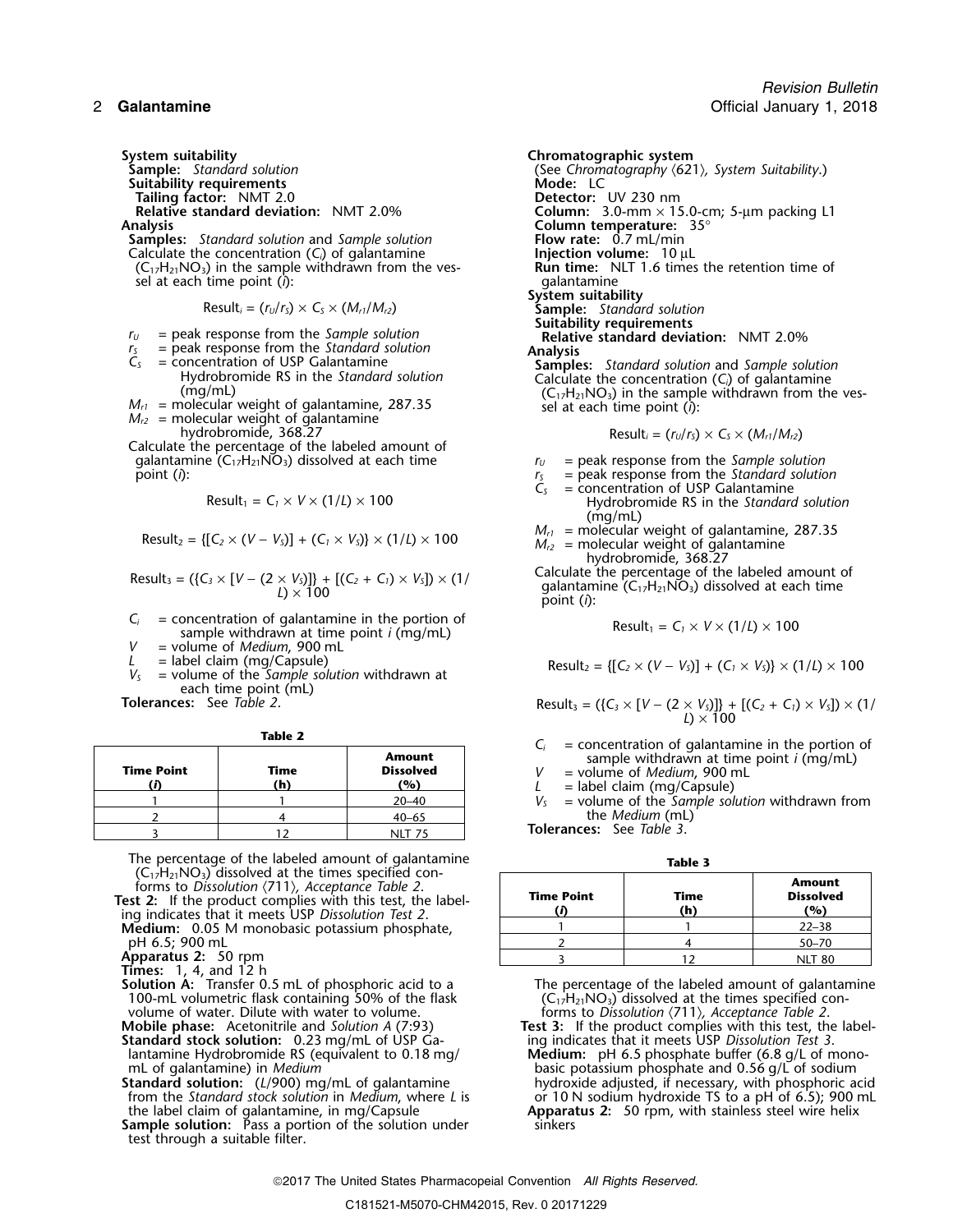**System suitability**

**Sample:** *Standard solution*

**Suitability requirements**

**Tailing factor:** NMT 2.0

**Relative standard deviation:** NMT 2.0%

**Analysis**

**Samples:** *Standard solution* and *Sample solution*

Calculate the concentration ($C_i$) of galantamine ($C_{17}H_{21}NO_3$) in the sample withdrawn from the vessel at each time point ($i$):

$$Result_i = (r_U/r_S) \times C_S \times (M_{r1}/M_{r2})$$

- $r_U$ = peak response from the *Sample solution*
- $r_S$ = peak response from the *Standard solution*
- $C_S$ = concentration of USP Galantamine Hydrobromide RS in the *Standard solution* (mg/mL)
- $M_{r1}$ = molecular weight of galantamine, 287.35
- $M_{r2}$ = molecular weight of galantamine hydrobromide, 368.27

Calculate the percentage of the labeled amount of galantamine ($C_{17}H_{21}NO_3$) dissolved at each time point ($i$):

$$Result_1 = C_1 \times V \times (1/L) \times 100$$

$$Result_2 = \{[C_2 \times (V - V_S)] + (C_1 \times V_S)\} \times (1/L) \times 100$$

$$Result_3 = (\{C_3 \times [V - (2 \times V_S)]\} + [(C_2 + C_1) \times V_S]) \times (1/L) \times 100$$

- $C_i$ = concentration of galantamine in the portion of sample withdrawn at time point $i$ (mg/mL)
- $V$ = volume of *Medium*, 900 mL
- $L$ = label claim (mg/Capsule)
- $V_S$ = volume of the *Sample solution* withdrawn at each time point (mL)

**Tolerances:** See *Table 2*.

**Table 2**

| Time Point (*i*) | Time (h) | Amount Dissolved (%) |
|---|---|---|
| 1 | 1 | 20–40 |
| 2 | 4 | 40–65 |
| 3 | 12 | NLT 75 |

The percentage of the labeled amount of galantamine ($C_{17}H_{21}NO_3$) dissolved at the times specified conforms to *Dissolution* ⟨711⟩, *Acceptance Table 2*.

**Test 2:** If the product complies with this test, the labeling indicates that it meets USP *Dissolution Test 2*.

**Medium:** 0.05 M monobasic potassium phosphate, pH 6.5; 900 mL

**Apparatus 2:** 50 rpm

**Times:** 1, 4, and 12 h

**Solution A:** Transfer 0.5 mL of phosphoric acid to a 100-mL volumetric flask containing 50% of the flask volume of water. Dilute with water to volume.

**Mobile phase:** Acetonitrile and *Solution A* (7:93)

**Standard stock solution:** 0.23 mg/mL of USP Galantamine Hydrobromide RS (equivalent to 0.18 mg/mL of galantamine) in *Medium*

**Standard solution:** ($L$/900) mg/mL of galantamine from the *Standard stock solution* in *Medium*, where $L$ is the label claim of galantamine, in mg/Capsule

**Sample solution:** Pass a portion of the solution under test through a suitable filter.

**Chromatographic system**

(See *Chromatography* ⟨621⟩, *System Suitability*.)

**Mode:** LC

**Detector:** UV 230 nm

**Column:** 3.0-mm × 15.0-cm; 5-µm packing L1

**Column temperature:** 35°

**Flow rate:** 0.7 mL/min

**Injection volume:** 10 µL

**Run time:** NLT 1.6 times the retention time of galantamine

**System suitability**

**Sample:** *Standard solution*

**Suitability requirements**

**Relative standard deviation:** NMT 2.0%

**Analysis**

**Samples:** *Standard solution* and *Sample solution*

Calculate the concentration ($C_i$) of galantamine ($C_{17}H_{21}NO_3$) in the sample withdrawn from the vessel at each time point ($i$):

$$Result_i = (r_U/r_S) \times C_S \times (M_{r1}/M_{r2})$$

- $r_U$ = peak response from the *Sample solution*
- $r_S$ = peak response from the *Standard solution*
- $C_S$ = concentration of USP Galantamine Hydrobromide RS in the *Standard solution* (mg/mL)
- $M_{r1}$ = molecular weight of galantamine, 287.35
- $M_{r2}$ = molecular weight of galantamine hydrobromide, 368.27

Calculate the percentage of the labeled amount of galantamine ($C_{17}H_{21}NO_3$) dissolved at each time point ($i$):

$$Result_1 = C_1 \times V \times (1/L) \times 100$$

$$Result_2 = \{[C_2 \times (V - V_S)] + (C_1 \times V_S)\} \times (1/L) \times 100$$

$$Result_3 = (\{C_3 \times [V - (2 \times V_S)]\} + [(C_2 + C_1) \times V_S]) \times (1/L) \times 100$$

- $C_i$ = concentration of galantamine in the portion of sample withdrawn at time point $i$ (mg/mL)
- $V$ = volume of *Medium*, 900 mL
- $L$ = label claim (mg/Capsule)
- $V_S$ = volume of the *Sample solution* withdrawn from the *Medium* (mL)

**Tolerances:** See *Table 3*.

**Table 3**

| Time Point (*i*) | Time (h) | Amount Dissolved (%) |
|---|---|---|
| 1 | 1 | 22–38 |
| 2 | 4 | 50–70 |
| 3 | 12 | NLT 80 |

The percentage of the labeled amount of galantamine ($C_{17}H_{21}NO_3$) dissolved at the times specified conforms to *Dissolution* ⟨711⟩, *Acceptance Table 2*.

**Test 3:** If the product complies with this test, the labeling indicates that it meets USP *Dissolution Test 3*.

**Medium:** pH 6.5 phosphate buffer (6.8 g/L of monobasic potassium phosphate and 0.56 g/L of sodium hydroxide adjusted, if necessary, with phosphoric acid or 10 N sodium hydroxide TS to a pH of 6.5); 900 mL

**Apparatus 2:** 50 rpm, with stainless steel wire helix sinkers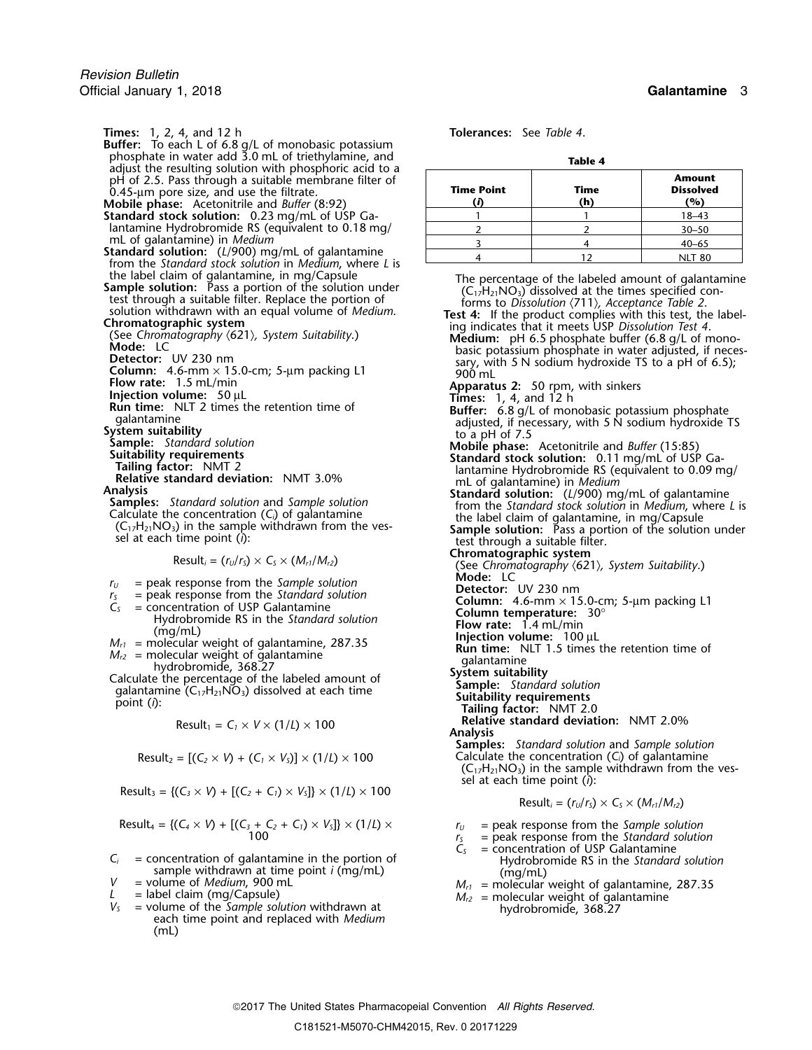**Times:** 1, 2, 4, and 12 h

**Buffer:** To each L of 6.8 g/L of monobasic potassium phosphate in water add 3.0 mL of triethylamine, and adjust the resulting solution with phosphoric acid to a pH of 2.5. Pass through a suitable membrane filter of 0.45-µm pore size, and use the filtrate.

**Mobile phase:** Acetonitrile and *Buffer* (8:92)

**Standard stock solution:** 0.23 mg/mL of USP Galantamine Hydrobromide RS (equivalent to 0.18 mg/mL of galantamine) in *Medium*

**Standard solution:** ($L$/900) mg/mL of galantamine from the *Standard stock solution* in *Medium*, where $L$ is the label claim of galantamine, in mg/Capsule

**Sample solution:** Pass a portion of the solution under test through a suitable filter. Replace the portion of solution withdrawn with an equal volume of *Medium*.

**Chromatographic system**

(See *Chromatography* ⟨621⟩, *System Suitability*.)

**Mode:** LC

**Detector:** UV 230 nm

**Column:** 4.6-mm × 15.0-cm; 5-µm packing L1

**Flow rate:** 1.5 mL/min

**Injection volume:** 50 µL

**Run time:** NLT 2 times the retention time of galantamine

**System suitability**

**Sample:** *Standard solution*

**Suitability requirements**

**Tailing factor:** NMT 2

**Relative standard deviation:** NMT 3.0%

**Analysis**

**Samples:** *Standard solution* and *Sample solution*

Calculate the concentration ($C_i$) of galantamine ($C_{17}H_{21}NO_3$) in the sample withdrawn from the vessel at each time point ($i$):

$$\text{Result}_i = (r_U/r_S) \times C_S \times (M_{r1}/M_{r2})$$

- $r_U$ = peak response from the *Sample solution*
- $r_S$ = peak response from the *Standard solution*
- $C_S$ = concentration of USP Galantamine Hydrobromide RS in the *Standard solution* (mg/mL)
- $M_{r1}$ = molecular weight of galantamine, 287.35
- $M_{r2}$ = molecular weight of galantamine hydrobromide, 368.27

Calculate the percentage of the labeled amount of galantamine ($C_{17}H_{21}NO_3$) dissolved at each time point ($i$):

$$\text{Result}_1 = C_1 \times V \times (1/L) \times 100$$

$$\text{Result}_2 = [(C_2 \times V) + (C_1 \times V_S)] \times (1/L) \times 100$$

$$\text{Result}_3 = \{(C_3 \times V) + [(C_2 + C_1) \times V_S]\} \times (1/L) \times 100$$

$$\text{Result}_4 = \{(C_4 \times V) + [(C_3 + C_2 + C_1) \times V_S]\} \times (1/L) \times 100$$

- $C_i$ = concentration of galantamine in the portion of sample withdrawn at time point $i$ (mg/mL)
- $V$ = volume of *Medium*, 900 mL
- $L$ = label claim (mg/Capsule)
- $V_S$ = volume of the *Sample solution* withdrawn at each time point and replaced with *Medium* (mL)

**Tolerances:** See *Table 4*.

**Table 4**

| Time Point (*i*) | Time (h) | Amount Dissolved (%) |
|---|---|---|
| 1 | 1 | 18–43 |
| 2 | 2 | 30–50 |
| 3 | 4 | 40–65 |
| 4 | 12 | NLT 80 |

The percentage of the labeled amount of galantamine ($C_{17}H_{21}NO_3$) dissolved at the times specified conforms to *Dissolution* ⟨711⟩, *Acceptance Table 2*.

**Test 4:** If the product complies with this test, the labeling indicates that it meets USP *Dissolution Test 4*.

**Medium:** pH 6.5 phosphate buffer (6.8 g/L of monobasic potassium phosphate in water adjusted, if necessary, with 5 N sodium hydroxide TS to a pH of 6.5); 900 mL

**Apparatus 2:** 50 rpm, with sinkers

**Times:** 1, 4, and 12 h

**Buffer:** 6.8 g/L of monobasic potassium phosphate adjusted, if necessary, with 5 N sodium hydroxide TS to a pH of 7.5

**Mobile phase:** Acetonitrile and *Buffer* (15:85)

**Standard stock solution:** 0.11 mg/mL of USP Galantamine Hydrobromide RS (equivalent to 0.09 mg/mL of galantamine) in *Medium*

**Standard solution:** ($L$/900) mg/mL of galantamine from the *Standard stock solution* in *Medium*, where $L$ is the label claim of galantamine, in mg/Capsule

**Sample solution:** Pass a portion of the solution under test through a suitable filter.

**Chromatographic system**

(See *Chromatography* ⟨621⟩, *System Suitability*.)

**Mode:** LC

**Detector:** UV 230 nm

**Column:** 4.6-mm × 15.0-cm; 5-µm packing L1

**Column temperature:** 30°

**Flow rate:** 1.4 mL/min

**Injection volume:** 100 µL

**Run time:** NLT 1.5 times the retention time of galantamine

**System suitability**

**Sample:** *Standard solution*

**Suitability requirements**

**Tailing factor:** NMT 2.0

**Relative standard deviation:** NMT 2.0%

**Analysis**

**Samples:** *Standard solution* and *Sample solution*

Calculate the concentration ($C_i$) of galantamine ($C_{17}H_{21}NO_3$) in the sample withdrawn from the vessel at each time point ($i$):

$$\text{Result}_i = (r_U/r_S) \times C_S \times (M_{r1}/M_{r2})$$

- $r_U$ = peak response from the *Sample solution*
- $r_S$ = peak response from the *Standard solution*
- $C_S$ = concentration of USP Galantamine Hydrobromide RS in the *Standard solution* (mg/mL)
- $M_{r1}$ = molecular weight of galantamine, 287.35
- $M_{r2}$ = molecular weight of galantamine hydrobromide, 368.27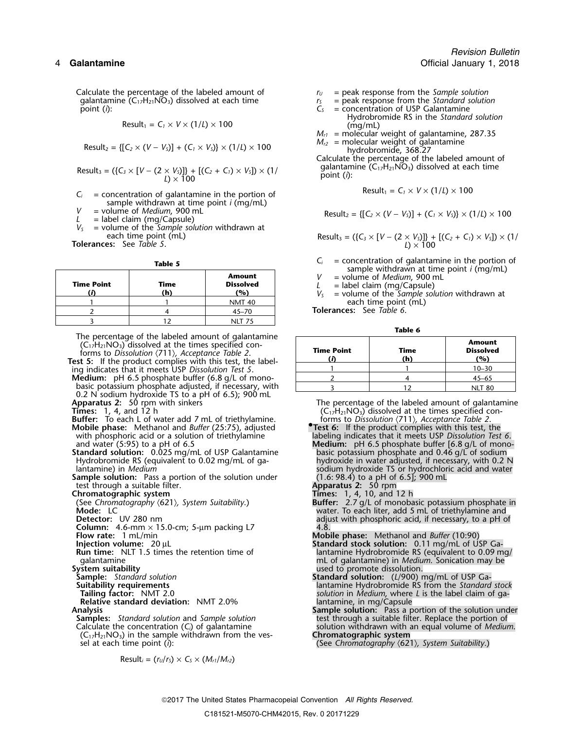Calculate the percentage of the labeled amount of galantamine ($C_{17}H_{21}NO_3$) dissolved at each time point ($i$):

$$\text{Result}_1 = C_1 \times V \times (1/L) \times 100$$

$$\text{Result}_2 = \{[C_2 \times (V - V_S)] + (C_1 \times V_S)\} \times (1/L) \times 100$$

$$\text{Result}_3 = (\{C_3 \times [V - (2 \times V_S)]\} + [(C_2 + C_1) \times V_S]) \times (1/L) \times 100$$

$C_i$ = concentration of galantamine in the portion of sample withdrawn at time point $i$ (mg/mL)
$V$ = volume of *Medium*, 900 mL
$L$ = label claim (mg/Capsule)
$V_S$ = volume of the *Sample solution* withdrawn at each time point (mL)

**Tolerances:** See *Table 5*.

**Table 5**

| Time Point ($i$) | Time (h) | Amount Dissolved (%) |
|---|---|---|
| 1 | 1 | NMT 40 |
| 2 | 4 | 45–70 |
| 3 | 12 | NLT 75 |

The percentage of the labeled amount of galantamine ($C_{17}H_{21}NO_3$) dissolved at the times specified conforms to *Dissolution* ⟨711⟩, *Acceptance Table 2*.

**Test 5:** If the product complies with this test, the labeling indicates that it meets USP *Dissolution Test 5*.

**Medium:** pH 6.5 phosphate buffer (6.8 g/L of monobasic potassium phosphate adjusted, if necessary, with 0.2 N sodium hydroxide TS to a pH of 6.5); 900 mL

**Apparatus 2:** 50 rpm with sinkers

**Times:** 1, 4, and 12 h

**Buffer:** To each L of water add 7 mL of triethylamine.

**Mobile phase:** Methanol and *Buffer* (25:75), adjusted with phosphoric acid or a solution of triethylamine and water (5:95) to a pH of 6.5

**Standard solution:** 0.025 mg/mL of USP Galantamine Hydrobromide RS (equivalent to 0.02 mg/mL of galantamine) in *Medium*

**Sample solution:** Pass a portion of the solution under test through a suitable filter.

**Chromatographic system**
(See *Chromatography* ⟨621⟩, *System Suitability*.)
**Mode:** LC
**Detector:** UV 280 nm
**Column:** 4.6-mm × 15.0-cm; 5-µm packing L7
**Flow rate:** 1 mL/min
**Injection volume:** 20 µL
**Run time:** NLT 1.5 times the retention time of galantamine

**System suitability**
**Sample:** *Standard solution*
**Suitability requirements**
**Tailing factor:** NMT 2.0
**Relative standard deviation:** NMT 2.0%

**Analysis**
**Samples:** *Standard solution* and *Sample solution*

Calculate the concentration ($C_i$) of galantamine ($C_{17}H_{21}NO_3$) in the sample withdrawn from the vessel at each time point ($i$):

$$\text{Result}_i = (r_U/r_S) \times C_S \times (M_{r1}/M_{r2})$$

$r_U$ = peak response from the *Sample solution*
$r_S$ = peak response from the *Standard solution*
$C_S$ = concentration of USP Galantamine Hydrobromide RS in the *Standard solution* (mg/mL)
$M_{r1}$ = molecular weight of galantamine, 287.35
$M_{r2}$ = molecular weight of galantamine hydrobromide, 368.27

Calculate the percentage of the labeled amount of galantamine ($C_{17}H_{21}NO_3$) dissolved at each time point ($i$):

$$\text{Result}_1 = C_1 \times V \times (1/L) \times 100$$

$$\text{Result}_2 = \{[C_2 \times (V - V_S)] + (C_1 \times V_S)\} \times (1/L) \times 100$$

$$\text{Result}_3 = (\{C_3 \times [V - (2 \times V_S)]\} + [(C_2 + C_1) \times V_S]) \times (1/L) \times 100$$

$C_i$ = concentration of galantamine in the portion of sample withdrawn at time point $i$ (mg/mL)
$V$ = volume of *Medium*, 900 mL
$L$ = label claim (mg/Capsule)
$V_S$ = volume of the *Sample solution* withdrawn at each time point (mL)

**Tolerances:** See *Table 6*.

**Table 6**

| Time Point ($i$) | Time (h) | Amount Dissolved (%) |
|---|---|---|
| 1 | 1 | 10–30 |
| 2 | 4 | 45–65 |
| 3 | 12 | NLT 80 |

The percentage of the labeled amount of galantamine ($C_{17}H_{21}NO_3$) dissolved at the times specified conforms to *Dissolution* ⟨711⟩, *Acceptance Table 2*.

•**Test 6:** If the product complies with this test, the labeling indicates that it meets USP *Dissolution Test 6*.

**Medium:** pH 6.5 phosphate buffer [6.8 g/L of monobasic potassium phosphate and 0.46 g/L of sodium hydroxide in water adjusted, if necessary, with 0.2 N sodium hydroxide TS or hydrochloric acid and water (1.6: 98.4) to a pH of 6.5]; 900 mL

**Apparatus 2:** 50 rpm

**Times:** 1, 4, 10, and 12 h

**Buffer:** 2.7 g/L of monobasic potassium phosphate in water. To each liter, add 5 mL of triethylamine and adjust with phosphoric acid, if necessary, to a pH of 4.8.

**Mobile phase:** Methanol and *Buffer* (10:90)

**Standard stock solution:** 0.11 mg/mL of USP Galantamine Hydrobromide RS (equivalent to 0.09 mg/mL of galantamine) in *Medium*. Sonication may be used to promote dissolution.

**Standard solution:** ($L$/900) mg/mL of USP Galantamine Hydrobromide RS from the *Standard stock solution* in *Medium*, where $L$ is the label claim of galantamine, in mg/Capsule

**Sample solution:** Pass a portion of the solution under test through a suitable filter. Replace the portion of solution withdrawn with an equal volume of *Medium*.

**Chromatographic system**
(See *Chromatography* ⟨621⟩, *System Suitability*.)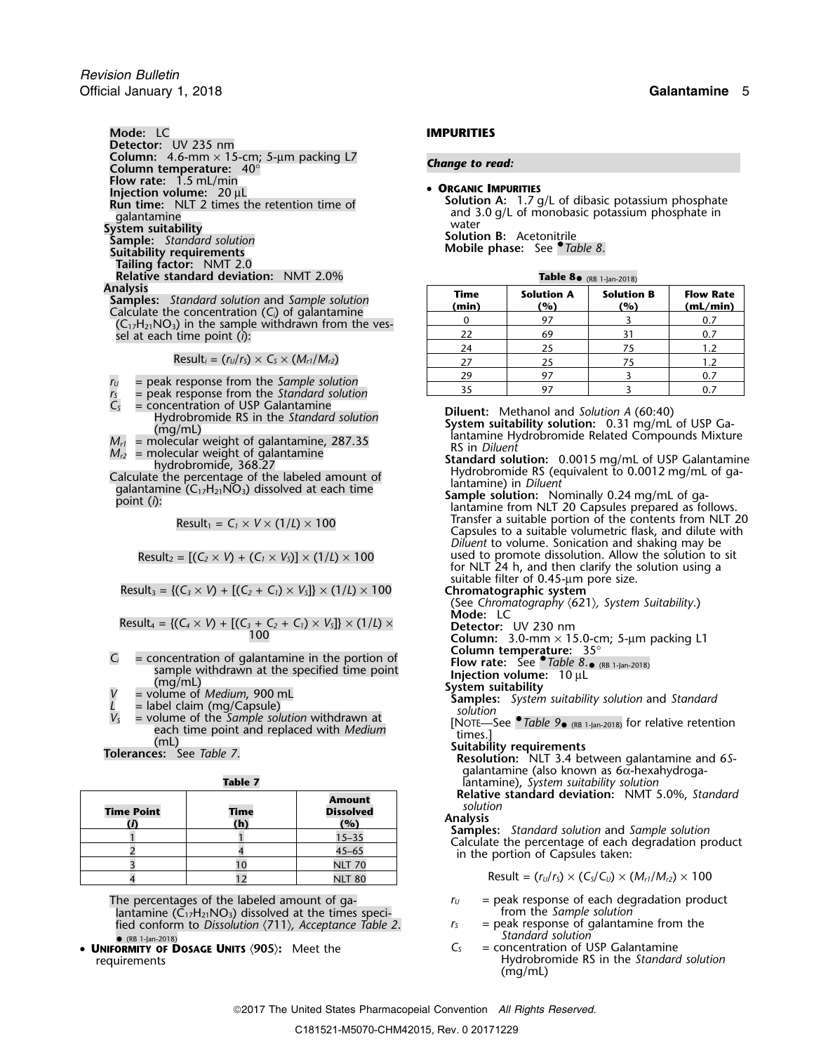**Mode:** LC
**Detector:** UV 235 nm
**Column:** 4.6-mm × 15-cm; 5-µm packing L7
**Column temperature:** 40°
**Flow rate:** 1.5 mL/min
**Injection volume:** 20 µL
**Run time:** NLT 2 times the retention time of galantamine

**System suitability**

**Sample:** *Standard solution*

**Suitability requirements**

**Tailing factor:** NMT 2.0

**Relative standard deviation:** NMT 2.0%

**Analysis**

**Samples:** *Standard solution* and *Sample solution*

Calculate the concentration ($C_i$) of galantamine ($C_{17}H_{21}NO_3$) in the sample withdrawn from the vessel at each time point ($i$):

$$\text{Result}_i = (r_U/r_S) \times C_S \times (M_{r1}/M_{r2})$$

$r_U$ = peak response from the *Sample solution*
$r_S$ = peak response from the *Standard solution*
$C_S$ = concentration of USP Galantamine Hydrobromide RS in the *Standard solution* (mg/mL)
$M_{r1}$ = molecular weight of galantamine, 287.35
$M_{r2}$ = molecular weight of galantamine hydrobromide, 368.27

Calculate the percentage of the labeled amount of galantamine ($C_{17}H_{21}NO_3$) dissolved at each time point ($i$):

$$\text{Result}_1 = C_1 \times V \times (1/L) \times 100$$

$$\text{Result}_2 = [(C_2 \times V) + (C_1 \times V_S)] \times (1/L) \times 100$$

$$\text{Result}_3 = \{(C_3 \times V) + [(C_2 + C_1) \times V_S]\} \times (1/L) \times 100$$

$$\text{Result}_4 = \{(C_4 \times V) + [(C_3 + C_2 + C_1) \times V_S]\} \times (1/L) \times 100$$

$C_i$ = concentration of galantamine in the portion of sample withdrawn at the specified time point (mg/mL)
$V$ = volume of *Medium*, 900 mL
$L$ = label claim (mg/Capsule)
$V_S$ = volume of the *Sample solution* withdrawn at each time point and replaced with *Medium* (mL)

**Tolerances:** See *Table 7*.

**Table 7**

| Time Point ($i$) | Time (h) | Amount Dissolved (%) |
|---|---|---|
| 1 | 1 | 15–35 |
| 2 | 4 | 45–65 |
| 3 | 10 | NLT 70 |
| 4 | 12 | NLT 80 |

The percentages of the labeled amount of galantamine ($C_{17}H_{21}NO_3$) dissolved at the times specified conform to *Dissolution* ⟨711⟩, *Acceptance Table 2*.
● (RB 1-Jan-2018)

- **Uniformity of Dosage Units** ⟨905⟩**:** Meet the requirements

**IMPURITIES**

***Change to read:***

- **Organic Impurities**

**Solution A:** 1.7 g/L of dibasic potassium phosphate and 3.0 g/L of monobasic potassium phosphate in water

**Solution B:** Acetonitrile

**Mobile phase:** See ●*Table 8*.

**Table 8**● (RB 1-Jan-2018)

| Time (min) | Solution A (%) | Solution B (%) | Flow Rate (mL/min) |
|---|---|---|---|
| 0 | 97 | 3 | 0.7 |
| 22 | 69 | 31 | 0.7 |
| 24 | 25 | 75 | 1.2 |
| 27 | 25 | 75 | 1.2 |
| 29 | 97 | 3 | 0.7 |
| 35 | 97 | 3 | 0.7 |

**Diluent:** Methanol and *Solution A* (60:40)

**System suitability solution:** 0.31 mg/mL of USP Galantamine Hydrobromide Related Compounds Mixture RS in *Diluent*

**Standard solution:** 0.0015 mg/mL of USP Galantamine Hydrobromide RS (equivalent to 0.0012 mg/mL of galantamine) in *Diluent*

**Sample solution:** Nominally 0.24 mg/mL of galantamine from NLT 20 Capsules prepared as follows. Transfer a suitable portion of the contents from NLT 20 Capsules to a suitable volumetric flask, and dilute with *Diluent* to volume. Sonication and shaking may be used to promote dissolution. Allow the solution to sit for NLT 24 h, and then clarify the solution using a suitable filter of 0.45-µm pore size.

**Chromatographic system**

(See *Chromatography* ⟨621⟩, *System Suitability*.)

**Mode:** LC
**Detector:** UV 230 nm
**Column:** 3.0-mm × 15.0-cm; 5-µm packing L1
**Column temperature:** 35°
**Flow rate:** See ●*Table 8*.● (RB 1-Jan-2018)
**Injection volume:** 10 µL

**System suitability**

**Samples:** *System suitability solution* and *Standard solution*

[Note—See ●*Table 9*● (RB 1-Jan-2018) for relative retention times.]

**Suitability requirements**

**Resolution:** NLT 3.4 between galantamine and 6*S*-galantamine (also known as 6α-hexahydrogalantamine), *System suitability solution*

**Relative standard deviation:** NMT 5.0%, *Standard solution*

**Analysis**

**Samples:** *Standard solution* and *Sample solution*

Calculate the percentage of each degradation product in the portion of Capsules taken:

$$\text{Result} = (r_U/r_S) \times (C_S/C_U) \times (M_{r1}/M_{r2}) \times 100$$

$r_U$ = peak response of each degradation product from the *Sample solution*
$r_S$ = peak response of galantamine from the *Standard solution*
$C_S$ = concentration of USP Galantamine Hydrobromide RS in the *Standard solution* (mg/mL)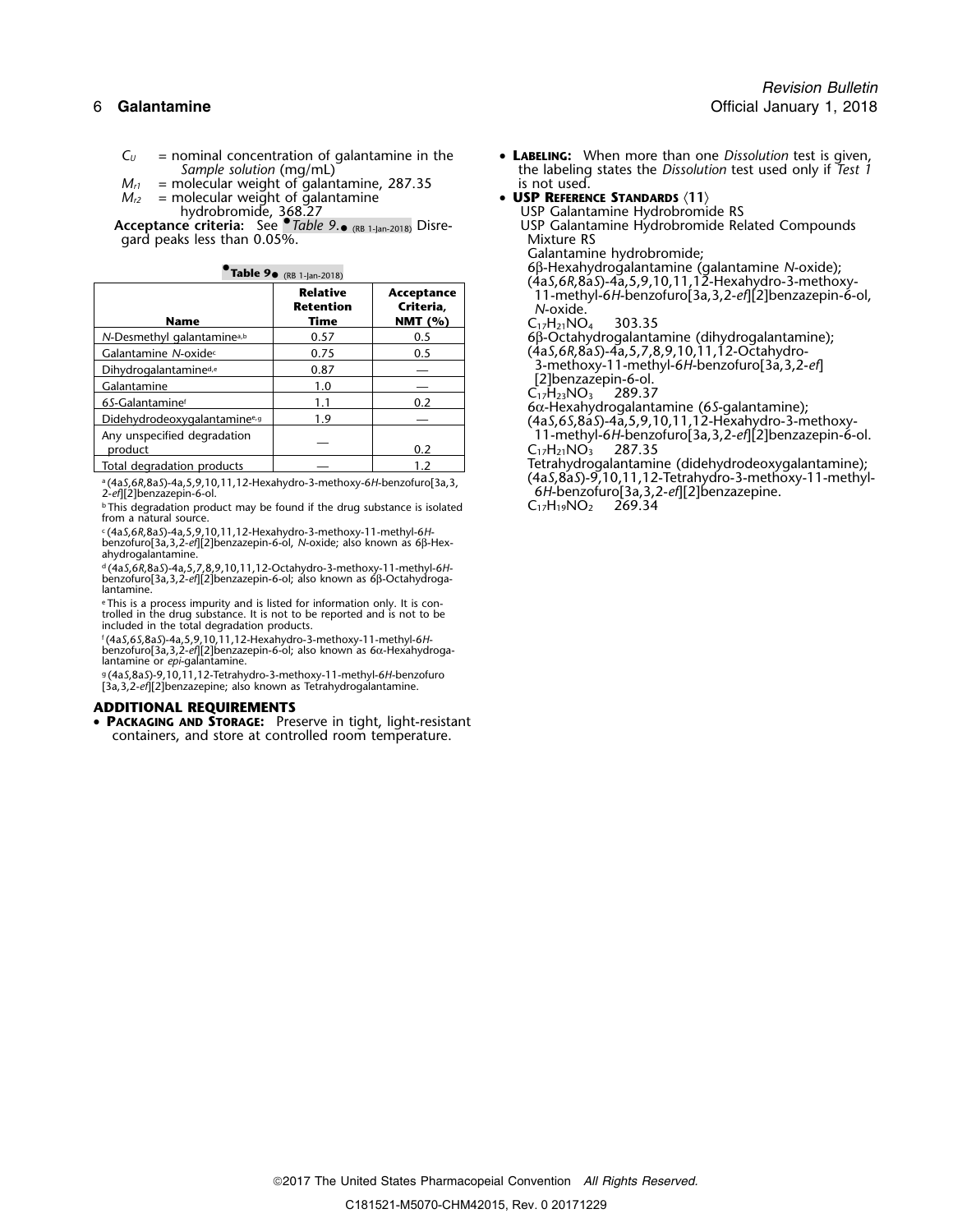$C_U$ = nominal concentration of galantamine in the *Sample solution* (mg/mL)

$M_{r1}$ = molecular weight of galantamine, 287.35

$M_{r2}$ = molecular weight of galantamine hydrobromide, 368.27

**Acceptance criteria:** See •*Table 9*.• (RB 1-Jan-2018) Disregard peaks less than 0.05%.

•**Table 9**• (RB 1-Jan-2018)

| Name | Relative Retention Time | Acceptance Criteria, NMT (%) |
|---|---|---|
| *N*-Desmethyl galantamine[a,b] | 0.57 | 0.5 |
| Galantamine *N*-oxide[c] | 0.75 | 0.5 |
| Dihydrogalantamine[d,e] | 0.87 | — |
| Galantamine | 1.0 | — |
| 6*S*-Galantamine[f] | 1.1 | 0.2 |
| Didehydrodeoxygalantamine[e,g] | 1.9 | — |
| Any unspecified degradation product | — | 0.2 |
| Total degradation products | — | 1.2 |

[a] (4a*S*,6*R*,8a*S*)-4a,5,9,10,11,12-Hexahydro-3-methoxy-6*H*-benzofuro[3a,3,2-*ef*][2]benzazepin-6-ol.

[b] This degradation product may be found if the drug substance is isolated from a natural source.

[c] (4a*S*,6*R*,8a*S*)-4a,5,9,10,11,12-Hexahydro-3-methoxy-11-methyl-6*H*-benzofuro[3a,3,2-*ef*][2]benzazepin-6-ol, *N*-oxide; also known as 6β-Hexahydrogalantamine.

[d] (4a*S*,6*R*,8a*S*)-4a,5,7,8,9,10,11,12-Octahydro-3-methoxy-11-methyl-6*H*-benzofuro[3a,3,2-*ef*][2]benzazepin-6-ol; also known as 6β-Octahydrogalantamine.

[e] This is a process impurity and is listed for information only. It is controlled in the drug substance. It is not to be reported and is not to be included in the total degradation products.

[f] (4a*S*,6*S*,8a*S*)-4a,5,9,10,11,12-Hexahydro-3-methoxy-11-methyl-6*H*-benzofuro[3a,3,2-*ef*][2]benzazepin-6-ol; also known as 6α-Hexahydrogalantamine or *epi*-galantamine.

[g] (4a*S*,8a*S*)-9,10,11,12-Tetrahydro-3-methoxy-11-methyl-6*H*-benzofuro[3a,3,2-*ef*][2]benzazepine; also known as Tetrahydrogalantamine.

## ADDITIONAL REQUIREMENTS

- **Packaging and Storage:** Preserve in tight, light-resistant containers, and store at controlled room temperature.
- **Labeling:** When more than one *Dissolution* test is given, the labeling states the *Dissolution* test used only if *Test 1* is not used.
- **USP Reference Standards** ⟨11⟩

  USP Galantamine Hydrobromide RS

  USP Galantamine Hydrobromide Related Compounds Mixture RS

  Galantamine hydrobromide;

  6β-Hexahydrogalantamine (galantamine *N*-oxide);

  (4a*S*,6*R*,8a*S*)-4a,5,9,10,11,12-Hexahydro-3-methoxy-11-methyl-6*H*-benzofuro[3a,3,2-*ef*][2]benzazepin-6-ol, *N*-oxide.

  $C_{17}H_{21}NO_4$ 303.35

  6β-Octahydrogalantamine (dihydrogalantamine);

  (4a*S*,6*R*,8a*S*)-4a,5,7,8,9,10,11,12-Octahydro-3-methoxy-11-methyl-6*H*-benzofuro[3a,3,2-*ef*][2]benzazepin-6-ol.

  $C_{17}H_{23}NO_3$ 289.37

  6α-Hexahydrogalantamine (6*S*-galantamine);

  (4a*S*,6*S*,8a*S*)-4a,5,9,10,11,12-Hexahydro-3-methoxy-11-methyl-6*H*-benzofuro[3a,3,2-*ef*][2]benzazepin-6-ol.

  $C_{17}H_{21}NO_3$ 287.35

  Tetrahydrogalantamine (didehydrodeoxygalantamine);

  (4a*S*,8a*S*)-9,10,11,12-Tetrahydro-3-methoxy-11-methyl-6*H*-benzofuro[3a,3,2-*ef*][2]benzazepine.

  $C_{17}H_{19}NO_2$ 269.34